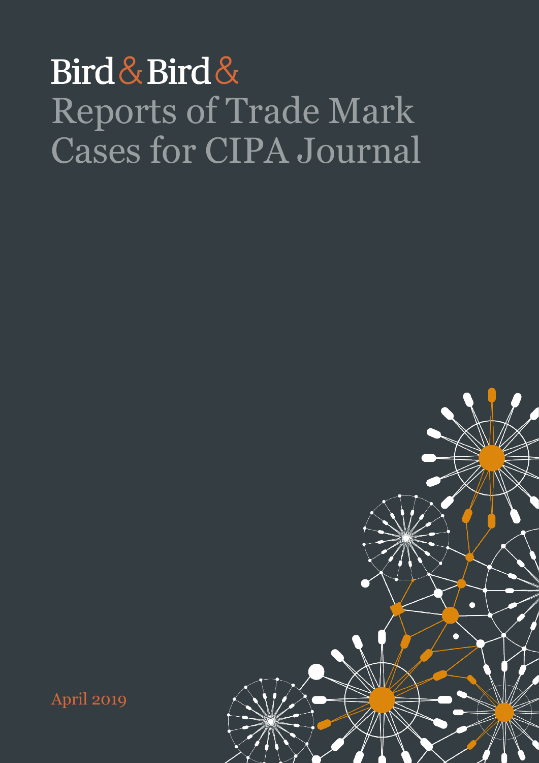Bird & Bird &

# Reports of Trade Mark Cases for CIPA Journal

April 2019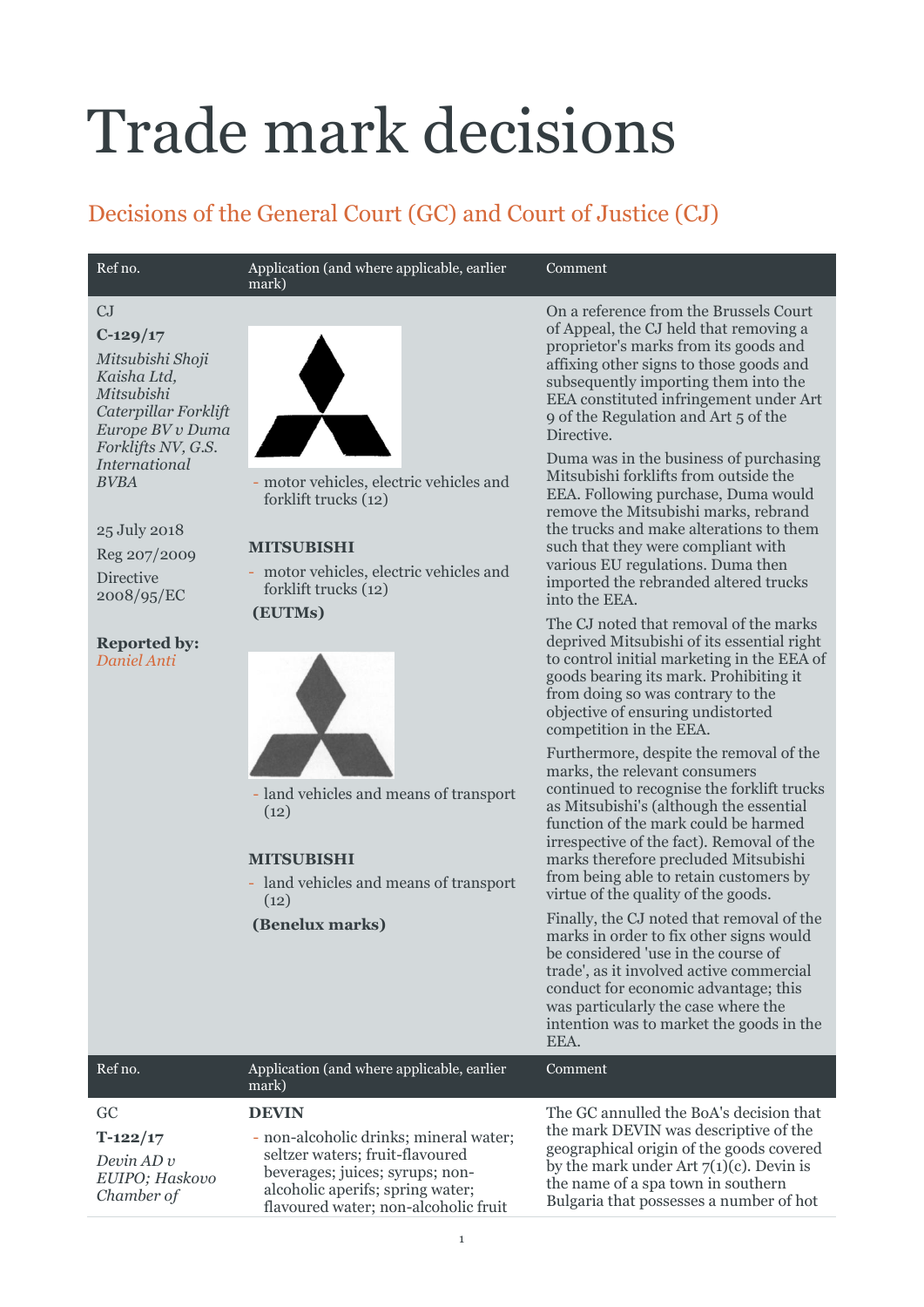# Trade mark decisions

## Decisions of the General Court (GC) and Court of Justice (CJ)

| Ref no. | Application (and where applicable, earlier mark) | Comment |
| --- | --- | --- |
| CJ<br>**C-129/17**<br>*Mitsubishi Shoji Kaisha Ltd, Mitsubishi Caterpillar Forklift Europe BV v Duma Forklifts NV, G.S. International BVBA*<br><br>25 July 2018<br>Reg 207/2009<br>Directive 2008/95/EC<br><br>**Reported by:**<br>*Daniel Anti* | - motor vehicles, electric vehicles and forklift trucks (12)<br><br>**MITSUBISHI**<br>- motor vehicles, electric vehicles and forklift trucks (12)<br>**(EUTMs)**<br><br>- land vehicles and means of transport (12)<br><br>**MITSUBISHI**<br>- land vehicles and means of transport (12)<br>**(Benelux marks)** | On a reference from the Brussels Court of Appeal, the CJ held that removing a proprietor's marks from its goods and affixing other signs to those goods and subsequently importing them into the EEA constituted infringement under Art 9 of the Regulation and Art 5 of the Directive.<br><br>Duma was in the business of purchasing Mitsubishi forklifts from outside the EEA. Following purchase, Duma would remove the Mitsubishi marks, rebrand the trucks and make alterations to them such that they were compliant with various EU regulations. Duma then imported the rebranded altered trucks into the EEA.<br><br>The CJ noted that removal of the marks deprived Mitsubishi of its essential right to control initial marketing in the EEA of goods bearing its mark. Prohibiting it from doing so was contrary to the objective of ensuring undistorted competition in the EEA.<br><br>Furthermore, despite the removal of the marks, the relevant consumers continued to recognise the forklift trucks as Mitsubishi's (although the essential function of the mark could be harmed irrespective of the fact). Removal of the marks therefore precluded Mitsubishi from being able to retain customers by virtue of the quality of the goods.<br><br>Finally, the CJ noted that removal of the marks in order to fix other signs would be considered 'use in the course of trade', as it involved active commercial conduct for economic advantage; this was particularly the case where the intention was to market the goods in the EEA. |

| Ref no. | Application (and where applicable, earlier mark) | Comment |
| --- | --- | --- |
| GC<br>**T-122/17**<br>*Devin AD v EUIPO; Haskovo Chamber of* | **DEVIN**<br>- non-alcoholic drinks; mineral water; seltzer waters; fruit-flavoured beverages; juices; syrups; non-alcoholic aperifs; spring water; flavoured water; non-alcoholic fruit | The GC annulled the BoA's decision that the mark DEVIN was descriptive of the geographical origin of the goods covered by the mark under Art 7(1)(c). Devin is the name of a spa town in southern Bulgaria that possesses a number of hot |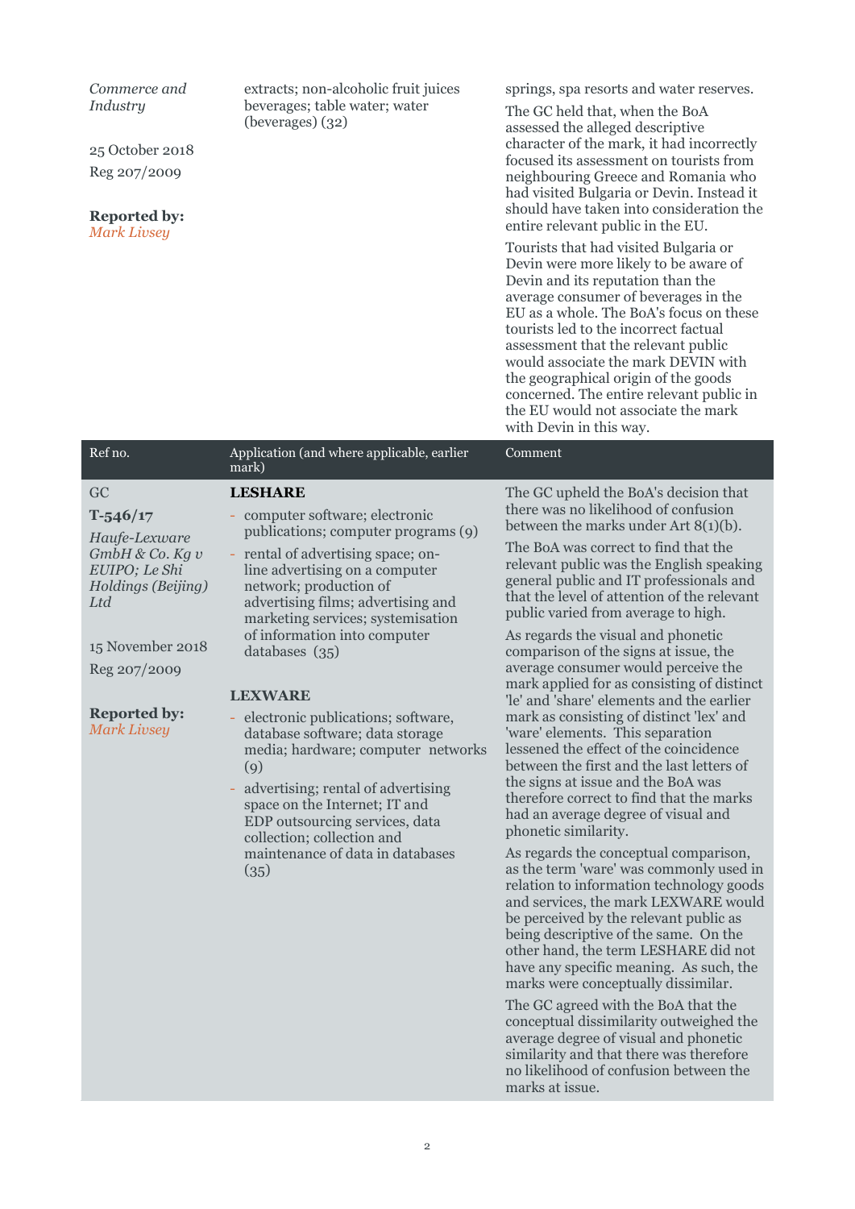| | | |
|---|---|---|
| *Commerce and Industry*<br><br>25 October 2018<br><br>Reg 207/2009<br><br>**Reported by:** *Mark Livsey* | extracts; non-alcoholic fruit juices beverages; table water; water (beverages) (32) | springs, spa resorts and water reserves.<br><br>The GC held that, when the BoA assessed the alleged descriptive character of the mark, it had incorrectly focused its assessment on tourists from neighbouring Greece and Romania who had visited Bulgaria or Devin. Instead it should have taken into consideration the entire relevant public in the EU.<br><br>Tourists that had visited Bulgaria or Devin were more likely to be aware of Devin and its reputation than the average consumer of beverages in the EU as a whole. The BoA's focus on these tourists led to the incorrect factual assessment that the relevant public would associate the mark DEVIN with the geographical origin of the goods concerned. The entire relevant public in the EU would not associate the mark with Devin in this way. |

| Ref no. | Application (and where applicable, earlier mark) | Comment |
|---|---|---|
| GC<br><br>**T-546/17**<br><br>*Haufe-Lexware GmbH & Co. Kg v EUIPO; Le Shi Holdings (Beijing) Ltd*<br><br>15 November 2018<br><br>Reg 207/2009<br><br>**Reported by:** *Mark Livsey* | **LESHARE**<br><br>- computer software; electronic publications; computer programs (9)<br>- rental of advertising space; on-line advertising on a computer network; production of advertising films; advertising and marketing services; systemisation of information into computer databases (35)<br><br>**LEXWARE**<br><br>- electronic publications; software, database software; data storage media; hardware; computer networks (9)<br>- advertising; rental of advertising space on the Internet; IT and EDP outsourcing services, data collection; collection and maintenance of data in databases (35) | The GC upheld the BoA's decision that there was no likelihood of confusion between the marks under Art 8(1)(b).<br><br>The BoA was correct to find that the relevant public was the English speaking general public and IT professionals and that the level of attention of the relevant public varied from average to high.<br><br>As regards the visual and phonetic comparison of the signs at issue, the average consumer would perceive the mark applied for as consisting of distinct 'le' and 'share' elements and the earlier mark as consisting of distinct 'lex' and 'ware' elements. This separation lessened the effect of the coincidence between the first and the last letters of the signs at issue and the BoA was therefore correct to find that the marks had an average degree of visual and phonetic similarity.<br><br>As regards the conceptual comparison, as the term 'ware' was commonly used in relation to information technology goods and services, the mark LEXWARE would be perceived by the relevant public as being descriptive of the same. On the other hand, the term LESHARE did not have any specific meaning. As such, the marks were conceptually dissimilar.<br><br>The GC agreed with the BoA that the conceptual dissimilarity outweighed the average degree of visual and phonetic similarity and that there was therefore no likelihood of confusion between the marks at issue. |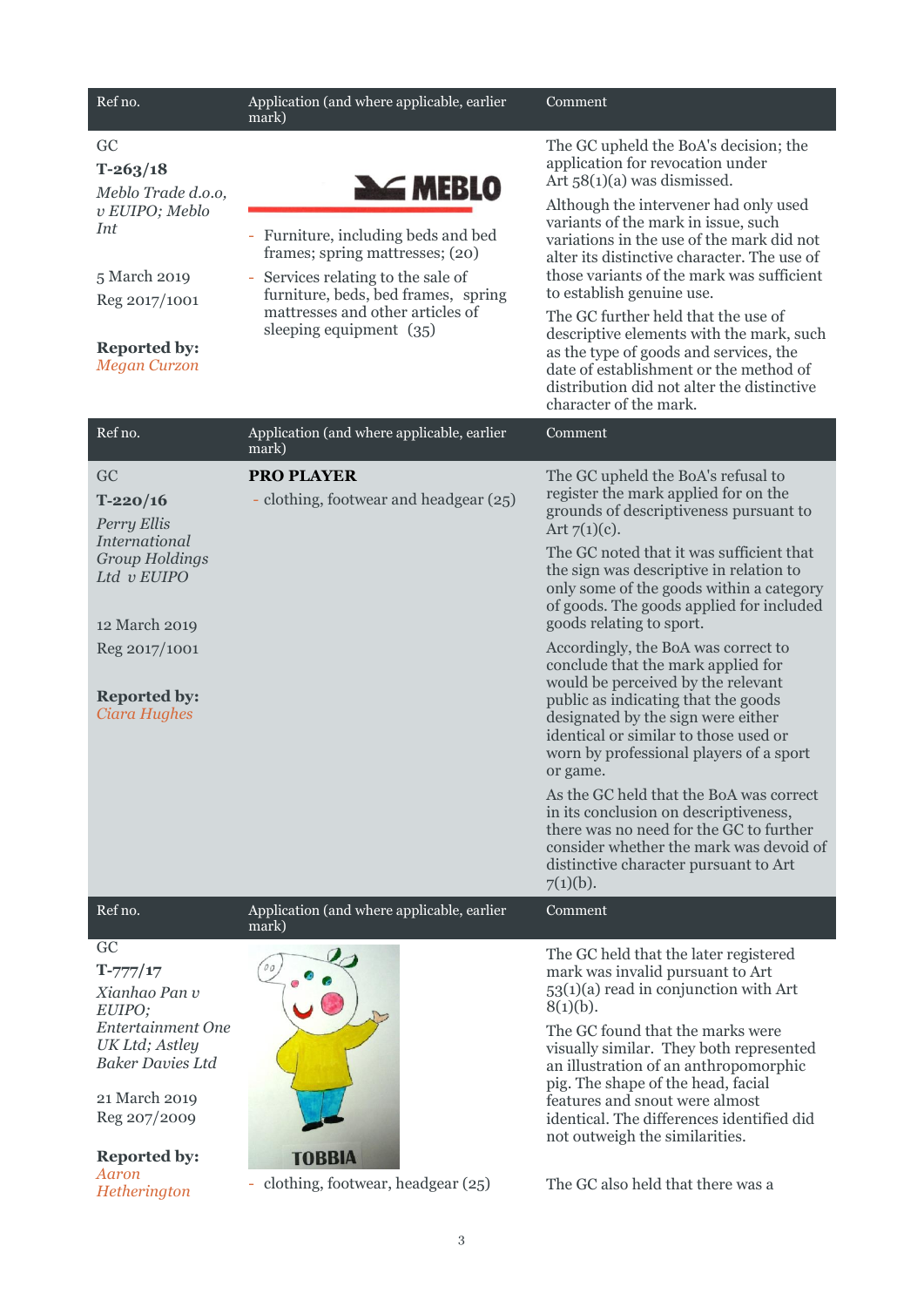| Ref no. | Application (and where applicable, earlier mark) | Comment |
|---|---|---|
| GC<br><br>**T-263/18**<br><br>*Meblo Trade d.o.o, v EUIPO; Meblo Int*<br><br>5 March 2019<br><br>Reg 2017/1001<br><br>**Reported by:**<br>*Megan Curzon* | MEBLO<br><br>- Furniture, including beds and bed frames; spring mattresses; (20)<br>- Services relating to the sale of furniture, beds, bed frames, spring mattresses and other articles of sleeping equipment (35) | The GC upheld the BoA's decision; the application for revocation under Art 58(1)(a) was dismissed.<br><br>Although the intervener had only used variants of the mark in issue, such variations in the use of the mark did not alter its distinctive character. The use of those variants of the mark was sufficient to establish genuine use.<br><br>The GC further held that the use of descriptive elements with the mark, such as the type of goods and services, the date of establishment or the method of distribution did not alter the distinctive character of the mark. |

| Ref no. | Application (and where applicable, earlier mark) | Comment |
|---|---|---|
| GC<br><br>**T-220/16**<br><br>*Perry Ellis International Group Holdings Ltd v EUIPO*<br><br>12 March 2019<br><br>Reg 2017/1001<br><br>**Reported by:**<br>*Ciara Hughes* | **PRO PLAYER**<br><br>- clothing, footwear and headgear (25) | The GC upheld the BoA's refusal to register the mark applied for on the grounds of descriptiveness pursuant to Art 7(1)(c).<br><br>The GC noted that it was sufficient that the sign was descriptive in relation to only some of the goods within a category of goods. The goods applied for included goods relating to sport.<br><br>Accordingly, the BoA was correct to conclude that the mark applied for would be perceived by the relevant public as indicating that the goods designated by the sign were either identical or similar to those used or worn by professional players of a sport or game.<br><br>As the GC held that the BoA was correct in its conclusion on descriptiveness, there was no need for the GC to further consider whether the mark was devoid of distinctive character pursuant to Art 7(1)(b). |

| Ref no. | Application (and where applicable, earlier mark) | Comment |
|---|---|---|
| GC<br><br>**T-777/17**<br><br>*Xianhao Pan v EUIPO; Entertainment One UK Ltd; Astley Baker Davies Ltd*<br><br>21 March 2019<br><br>Reg 207/2009<br><br>**Reported by:**<br>*Aaron Hetherington* | TOBBIA<br><br>- clothing, footwear, headgear (25) | The GC held that the later registered mark was invalid pursuant to Art 53(1)(a) read in conjunction with Art 8(1)(b).<br><br>The GC found that the marks were visually similar. They both represented an illustration of an anthropomorphic pig. The shape of the head, facial features and snout were almost identical. The differences identified did not outweigh the similarities.<br><br>The GC also held that there was a |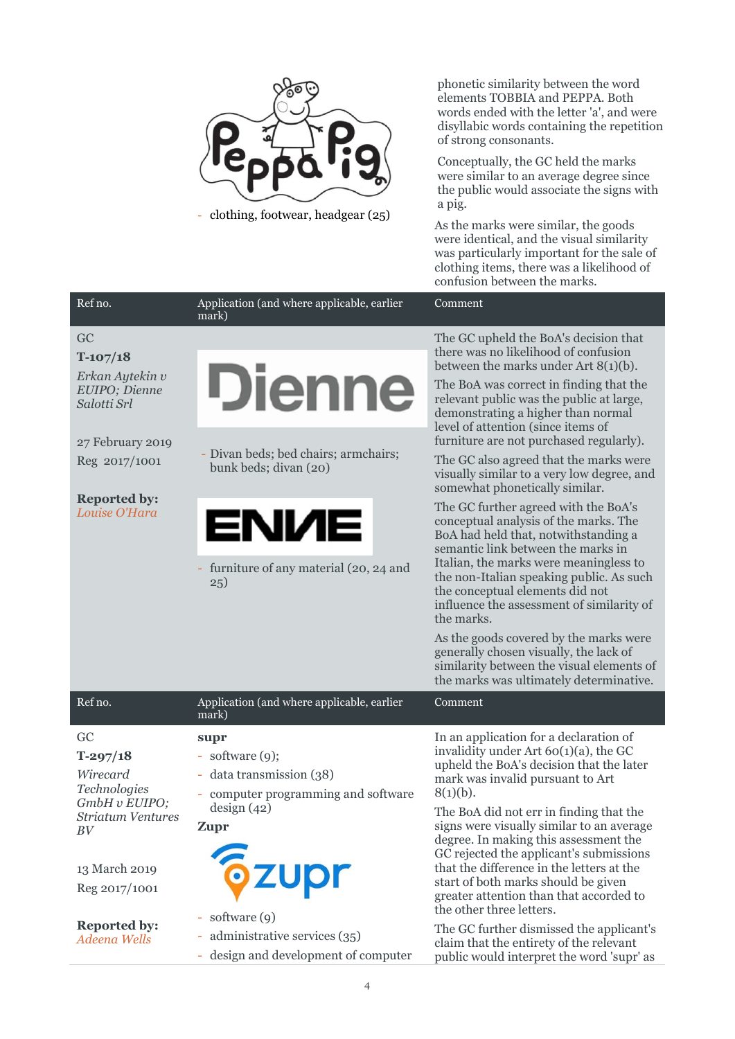| | | |
|---|---|---|
| | - clothing, footwear, headgear (25) | phonetic similarity between the word elements TOBBIA and PEPPA. Both words ended with the letter 'a', and were disyllabic words containing the repetition of strong consonants.<br><br>Conceptually, the GC held the marks were similar to an average degree since the public would associate the signs with a pig.<br><br>As the marks were similar, the goods were identical, and the visual similarity was particularly important for the sale of clothing items, there was a likelihood of confusion between the marks. |

| Ref no. | Application (and where applicable, earlier mark) | Comment |
|---|---|---|
| GC<br><br>**T-107/18**<br><br>*Erkan Aytekin v EUIPO; Dienne Salotti Srl*<br><br>27 February 2019<br><br>Reg 2017/1001<br><br>**Reported by:** *Louise O'Hara* | Dienne<br><br>- Divan beds; bed chairs; armchairs; bunk beds; divan (20)<br><br>ENNE<br><br>- furniture of any material (20, 24 and 25) | The GC upheld the BoA's decision that there was no likelihood of confusion between the marks under Art 8(1)(b).<br><br>The BoA was correct in finding that the relevant public was the public at large, demonstrating a higher than normal level of attention (since items of furniture are not purchased regularly).<br><br>The GC also agreed that the marks were visually similar to a very low degree, and somewhat phonetically similar.<br><br>The GC further agreed with the BoA's conceptual analysis of the marks. The BoA had held that, notwithstanding a semantic link between the marks in Italian, the marks were meaningless to the non-Italian speaking public. As such the conceptual elements did not influence the assessment of similarity of the marks.<br><br>As the goods covered by the marks were generally chosen visually, the lack of similarity between the visual elements of the marks was ultimately determinative. |

| Ref no. | Application (and where applicable, earlier mark) | Comment |
|---|---|---|
| GC<br><br>**T-297/18**<br><br>*Wirecard Technologies GmbH v EUIPO; Striatum Ventures BV*<br><br>13 March 2019<br><br>Reg 2017/1001<br><br>**Reported by:** *Adeena Wells* | **supr**<br><br>- software (9);<br>- data transmission (38)<br>- computer programming and software design (42)<br><br>**Zupr**<br><br>zupr<br><br>- software (9)<br>- administrative services (35)<br>- design and development of computer | In an application for a declaration of invalidity under Art 60(1)(a), the GC upheld the BoA's decision that the later mark was invalid pursuant to Art 8(1)(b).<br><br>The BoA did not err in finding that the signs were visually similar to an average degree. In making this assessment the GC rejected the applicant's submissions that the difference in the letters at the start of both marks should be given greater attention than that accorded to the other three letters.<br><br>The GC further dismissed the applicant's claim that the entirety of the relevant public would interpret the word 'supr' as |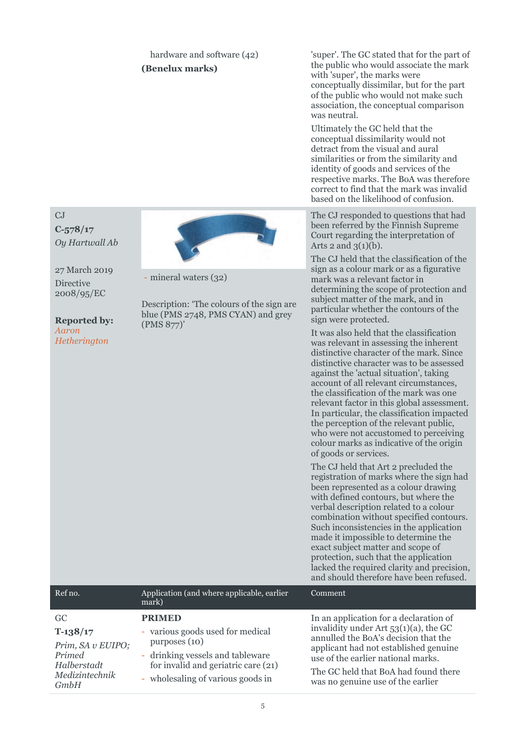| Ref no. | Application (and where applicable, earlier mark) | Comment |
| --- | --- | --- |
| | hardware and software (42)<br>**(Benelux marks)** | 'super'. The GC stated that for the part of the public who would associate the mark with 'super', the marks were conceptually dissimilar, but for the part of the public who would not make such association, the conceptual comparison was neutral.<br><br>Ultimately the GC held that the conceptual dissimilarity would not detract from the visual and aural similarities or from the similarity and identity of goods and services of the respective marks. The BoA was therefore correct to find that the mark was invalid based on the likelihood of confusion. |
| CJ<br>**C-578/17**<br>*Oy Hartwall Ab*<br><br>27 March 2019<br>Directive 2008/95/EC<br><br>**Reported by:** *Aaron Hetherington* | - mineral waters (32)<br><br>Description: 'The colours of the sign are blue (PMS 2748, PMS CYAN) and grey (PMS 877)' | The CJ responded to questions that had been referred by the Finnish Supreme Court regarding the interpretation of Arts 2 and 3(1)(b).<br><br>The CJ held that the classification of the sign as a colour mark or as a figurative mark was a relevant factor in determining the scope of protection and subject matter of the mark, and in particular whether the contours of the sign were protected.<br><br>It was also held that the classification was relevant in assessing the inherent distinctive character of the mark. Since distinctive character was to be assessed against the 'actual situation', taking account of all relevant circumstances, the classification of the mark was one relevant factor in this global assessment. In particular, the classification impacted the perception of the relevant public, who were not accustomed to perceiving colour marks as indicative of the origin of goods or services.<br><br>The CJ held that Art 2 precluded the registration of marks where the sign had been represented as a colour drawing with defined contours, but where the verbal description related to a colour combination without specified contours. Such inconsistencies in the application made it impossible to determine the exact subject matter and scope of protection, such that the application lacked the required clarity and precision, and should therefore have been refused. |
| GC<br>**T-138/17**<br>*Prim, SA v EUIPO; Primed Halberstadt Medizintechnik GmbH* | **PRIMED**<br>- various goods used for medical purposes (10)<br>- drinking vessels and tableware for invalid and geriatric care (21)<br>- wholesaling of various goods in | In an application for a declaration of invalidity under Art 53(1)(a), the GC annulled the BoA's decision that the applicant had not established genuine use of the earlier national marks.<br><br>The GC held that BoA had found there was no genuine use of the earlier |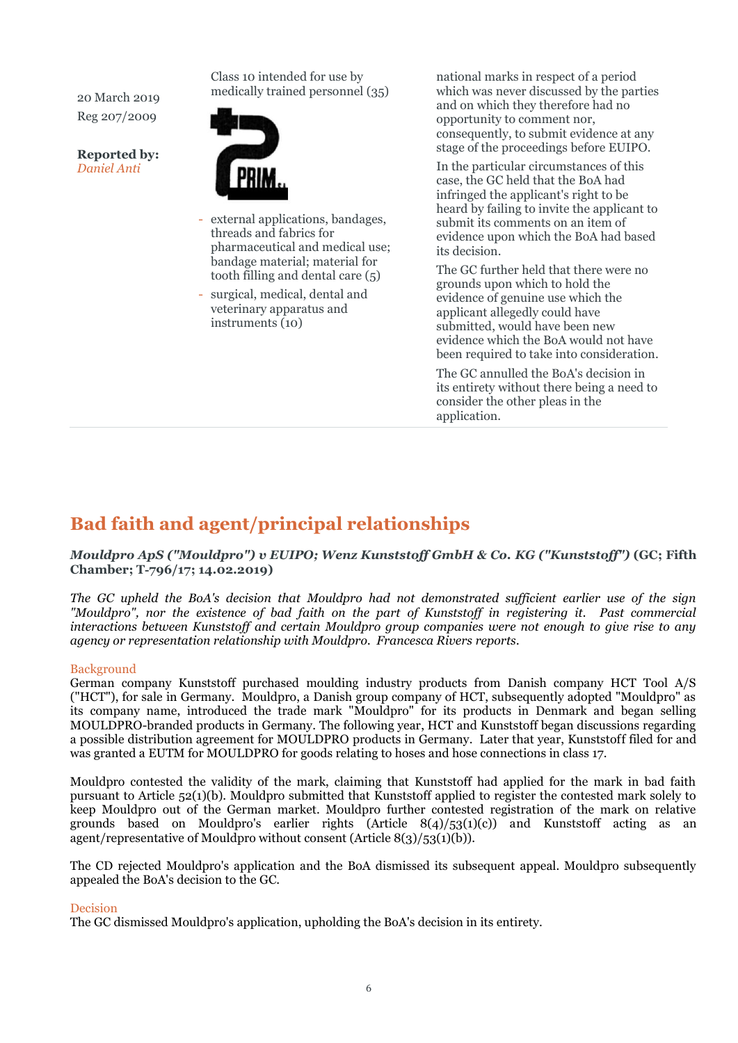20 March 2019
Reg 207/2009

**Reported by:** *Daniel Anti*

Class 10 intended for use by medically trained personnel (35)

- external applications, bandages, threads and fabrics for pharmaceutical and medical use; bandage material; material for tooth filling and dental care (5)
- surgical, medical, dental and veterinary apparatus and instruments (10)

national marks in respect of a period which was never discussed by the parties and on which they therefore had no opportunity to comment nor, consequently, to submit evidence at any stage of the proceedings before EUIPO.

In the particular circumstances of this case, the GC held that the BoA had infringed the applicant's right to be heard by failing to invite the applicant to submit its comments on an item of evidence upon which the BoA had based its decision.

The GC further held that there were no grounds upon which to hold the evidence of genuine use which the applicant allegedly could have submitted, would have been new evidence which the BoA would not have been required to take into consideration.

The GC annulled the BoA's decision in its entirety without there being a need to consider the other pleas in the application.

## Bad faith and agent/principal relationships

***Mouldpro ApS ("Mouldpro") v EUIPO; Wenz Kunststoff GmbH & Co. KG ("Kunststoff")* (GC; Fifth Chamber; T-796/17; 14.02.2019)**

*The GC upheld the BoA's decision that Mouldpro had not demonstrated sufficient earlier use of the sign "Mouldpro", nor the existence of bad faith on the part of Kunststoff in registering it. Past commercial interactions between Kunststoff and certain Mouldpro group companies were not enough to give rise to any agency or representation relationship with Mouldpro. Francesca Rivers reports.*

### Background

German company Kunststoff purchased moulding industry products from Danish company HCT Tool A/S ("HCT"), for sale in Germany. Mouldpro, a Danish group company of HCT, subsequently adopted "Mouldpro" as its company name, introduced the trade mark "Mouldpro" for its products in Denmark and began selling MOULDPRO-branded products in Germany. The following year, HCT and Kunststoff began discussions regarding a possible distribution agreement for MOULDPRO products in Germany. Later that year, Kunststoff filed for and was granted a EUTM for MOULDPRO for goods relating to hoses and hose connections in class 17.

Mouldpro contested the validity of the mark, claiming that Kunststoff had applied for the mark in bad faith pursuant to Article 52(1)(b). Mouldpro submitted that Kunststoff applied to register the contested mark solely to keep Mouldpro out of the German market. Mouldpro further contested registration of the mark on relative grounds based on Mouldpro's earlier rights (Article 8(4)/53(1)(c)) and Kunststoff acting as an agent/representative of Mouldpro without consent (Article 8(3)/53(1)(b)).

The CD rejected Mouldpro's application and the BoA dismissed its subsequent appeal. Mouldpro subsequently appealed the BoA's decision to the GC.

### Decision

The GC dismissed Mouldpro's application, upholding the BoA's decision in its entirety.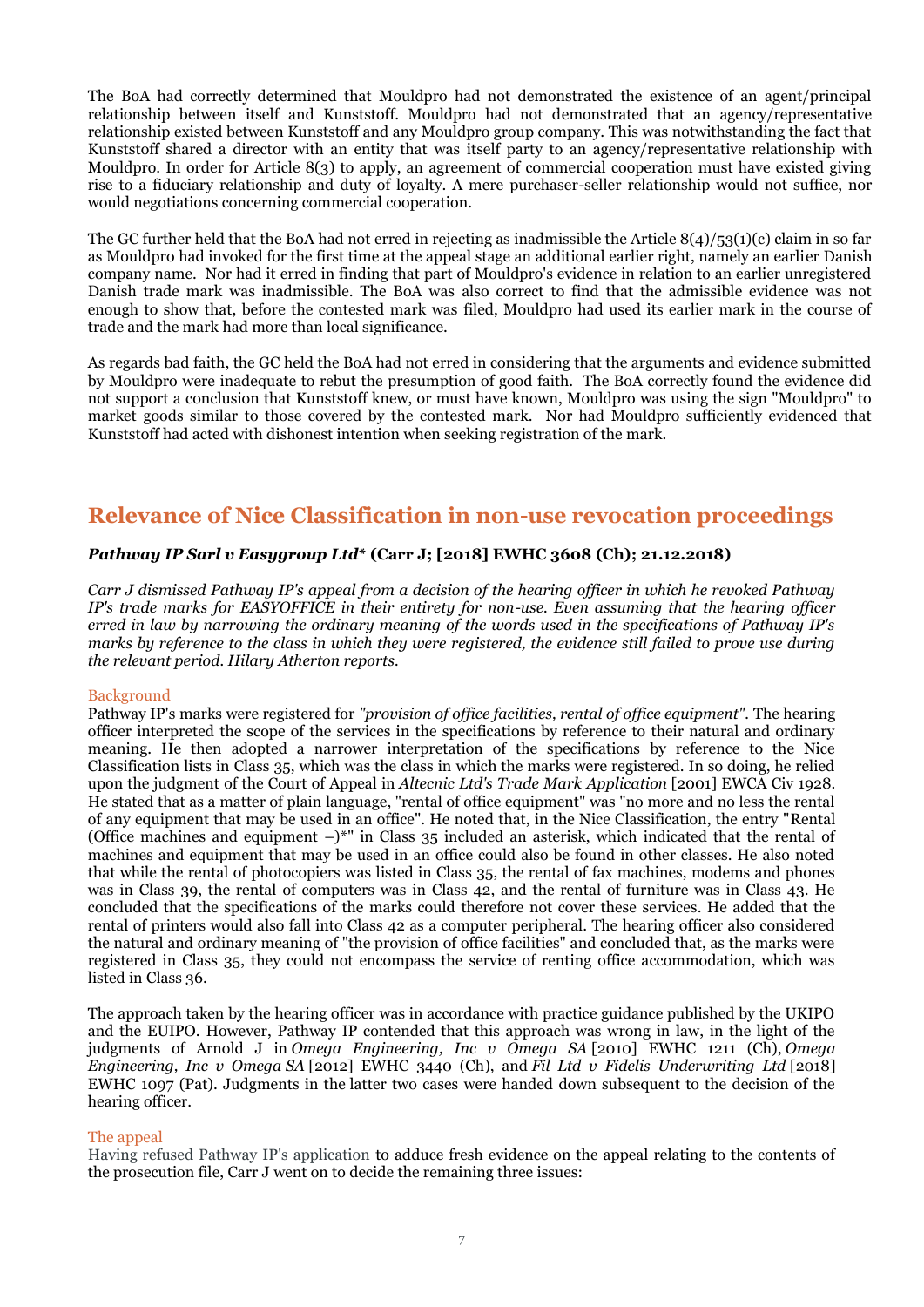The BoA had correctly determined that Mouldpro had not demonstrated the existence of an agent/principal relationship between itself and Kunststoff. Mouldpro had not demonstrated that an agency/representative relationship existed between Kunststoff and any Mouldpro group company. This was notwithstanding the fact that Kunststoff shared a director with an entity that was itself party to an agency/representative relationship with Mouldpro. In order for Article 8(3) to apply, an agreement of commercial cooperation must have existed giving rise to a fiduciary relationship and duty of loyalty. A mere purchaser-seller relationship would not suffice, nor would negotiations concerning commercial cooperation.

The GC further held that the BoA had not erred in rejecting as inadmissible the Article 8(4)/53(1)(c) claim in so far as Mouldpro had invoked for the first time at the appeal stage an additional earlier right, namely an earlier Danish company name. Nor had it erred in finding that part of Mouldpro's evidence in relation to an earlier unregistered Danish trade mark was inadmissible. The BoA was also correct to find that the admissible evidence was not enough to show that, before the contested mark was filed, Mouldpro had used its earlier mark in the course of trade and the mark had more than local significance.

As regards bad faith, the GC held the BoA had not erred in considering that the arguments and evidence submitted by Mouldpro were inadequate to rebut the presumption of good faith. The BoA correctly found the evidence did not support a conclusion that Kunststoff knew, or must have known, Mouldpro was using the sign "Mouldpro" to market goods similar to those covered by the contested mark. Nor had Mouldpro sufficiently evidenced that Kunststoff had acted with dishonest intention when seeking registration of the mark.

## Relevance of Nice Classification in non-use revocation proceedings

***Pathway IP Sarl v Easygroup Ltd\**** **(Carr J; [2018] EWHC 3608 (Ch); 21.12.2018)**

*Carr J dismissed Pathway IP's appeal from a decision of the hearing officer in which he revoked Pathway IP's trade marks for EASYOFFICE in their entirety for non-use. Even assuming that the hearing officer erred in law by narrowing the ordinary meaning of the words used in the specifications of Pathway IP's marks by reference to the class in which they were registered, the evidence still failed to prove use during the relevant period. Hilary Atherton reports.*

### Background

Pathway IP's marks were registered for *"provision of office facilities, rental of office equipment"*. The hearing officer interpreted the scope of the services in the specifications by reference to their natural and ordinary meaning. He then adopted a narrower interpretation of the specifications by reference to the Nice Classification lists in Class 35, which was the class in which the marks were registered. In so doing, he relied upon the judgment of the Court of Appeal in *Altecnic Ltd's Trade Mark Application* [2001] EWCA Civ 1928. He stated that as a matter of plain language, "rental of office equipment" was "no more and no less the rental of any equipment that may be used in an office". He noted that, in the Nice Classification, the entry "Rental (Office machines and equipment –)*" in Class 35 included an asterisk, which indicated that the rental of machines and equipment that may be used in an office could also be found in other classes. He also noted that while the rental of photocopiers was listed in Class 35, the rental of fax machines, modems and phones was in Class 39, the rental of computers was in Class 42, and the rental of furniture was in Class 43. He concluded that the specifications of the marks could therefore not cover these services. He added that the rental of printers would also fall into Class 42 as a computer peripheral. The hearing officer also considered the natural and ordinary meaning of "the provision of office facilities" and concluded that, as the marks were registered in Class 35, they could not encompass the service of renting office accommodation, which was listed in Class 36.

The approach taken by the hearing officer was in accordance with practice guidance published by the UKIPO and the EUIPO. However, Pathway IP contended that this approach was wrong in law, in the light of the judgments of Arnold J in *Omega Engineering, Inc v Omega SA* [2010] EWHC 1211 (Ch), *Omega Engineering, Inc v Omega SA* [2012] EWHC 3440 (Ch), and *Fil Ltd v Fidelis Underwriting Ltd* [2018] EWHC 1097 (Pat). Judgments in the latter two cases were handed down subsequent to the decision of the hearing officer.

### The appeal

Having refused Pathway IP's application to adduce fresh evidence on the appeal relating to the contents of the prosecution file, Carr J went on to decide the remaining three issues: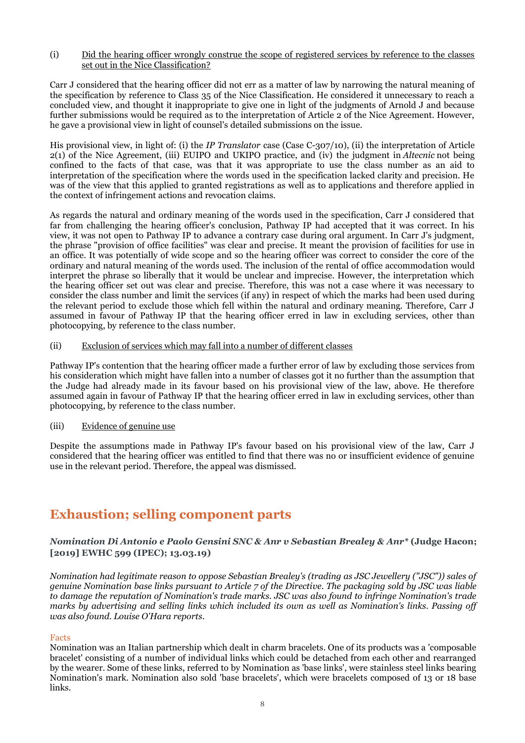(i) Did the hearing officer wrongly construe the scope of registered services by reference to the classes set out in the Nice Classification?

Carr J considered that the hearing officer did not err as a matter of law by narrowing the natural meaning of the specification by reference to Class 35 of the Nice Classification. He considered it unnecessary to reach a concluded view, and thought it inappropriate to give one in light of the judgments of Arnold J and because further submissions would be required as to the interpretation of Article 2 of the Nice Agreement. However, he gave a provisional view in light of counsel's detailed submissions on the issue.

His provisional view, in light of: (i) the *IP Translator* case (Case C-307/10), (ii) the interpretation of Article 2(1) of the Nice Agreement, (iii) EUIPO and UKIPO practice, and (iv) the judgment in *Altecnic* not being confined to the facts of that case, was that it was appropriate to use the class number as an aid to interpretation of the specification where the words used in the specification lacked clarity and precision. He was of the view that this applied to granted registrations as well as to applications and therefore applied in the context of infringement actions and revocation claims.

As regards the natural and ordinary meaning of the words used in the specification, Carr J considered that far from challenging the hearing officer's conclusion, Pathway IP had accepted that it was correct. In his view, it was not open to Pathway IP to advance a contrary case during oral argument. In Carr J's judgment, the phrase "provision of office facilities" was clear and precise. It meant the provision of facilities for use in an office. It was potentially of wide scope and so the hearing officer was correct to consider the core of the ordinary and natural meaning of the words used. The inclusion of the rental of office accommodation would interpret the phrase so liberally that it would be unclear and imprecise. However, the interpretation which the hearing officer set out was clear and precise. Therefore, this was not a case where it was necessary to consider the class number and limit the services (if any) in respect of which the marks had been used during the relevant period to exclude those which fell within the natural and ordinary meaning. Therefore, Carr J assumed in favour of Pathway IP that the hearing officer erred in law in excluding services, other than photocopying, by reference to the class number.

(ii) Exclusion of services which may fall into a number of different classes

Pathway IP's contention that the hearing officer made a further error of law by excluding those services from his consideration which might have fallen into a number of classes got it no further than the assumption that the Judge had already made in its favour based on his provisional view of the law, above. He therefore assumed again in favour of Pathway IP that the hearing officer erred in law in excluding services, other than photocopying, by reference to the class number.

(iii) Evidence of genuine use

Despite the assumptions made in Pathway IP's favour based on his provisional view of the law, Carr J considered that the hearing officer was entitled to find that there was no or insufficient evidence of genuine use in the relevant period. Therefore, the appeal was dismissed.

## Exhaustion; selling component parts

***Nomination Di Antonio e Paolo Gensini SNC & Anr v Sebastian Brealey & Anr\**** **(Judge Hacon; [2019] EWHC 599 (IPEC); 13.03.19)**

*Nomination had legitimate reason to oppose Sebastian Brealey's (trading as JSC Jewellery ("JSC")) sales of genuine Nomination base links pursuant to Article 7 of the Directive. The packaging sold by JSC was liable to damage the reputation of Nomination's trade marks. JSC was also found to infringe Nomination's trade marks by advertising and selling links which included its own as well as Nomination's links. Passing off was also found. Louise O'Hara reports.*

### Facts

Nomination was an Italian partnership which dealt in charm bracelets. One of its products was a 'composable bracelet' consisting of a number of individual links which could be detached from each other and rearranged by the wearer. Some of these links, referred to by Nomination as 'base links', were stainless steel links bearing Nomination's mark. Nomination also sold 'base bracelets', which were bracelets composed of 13 or 18 base links.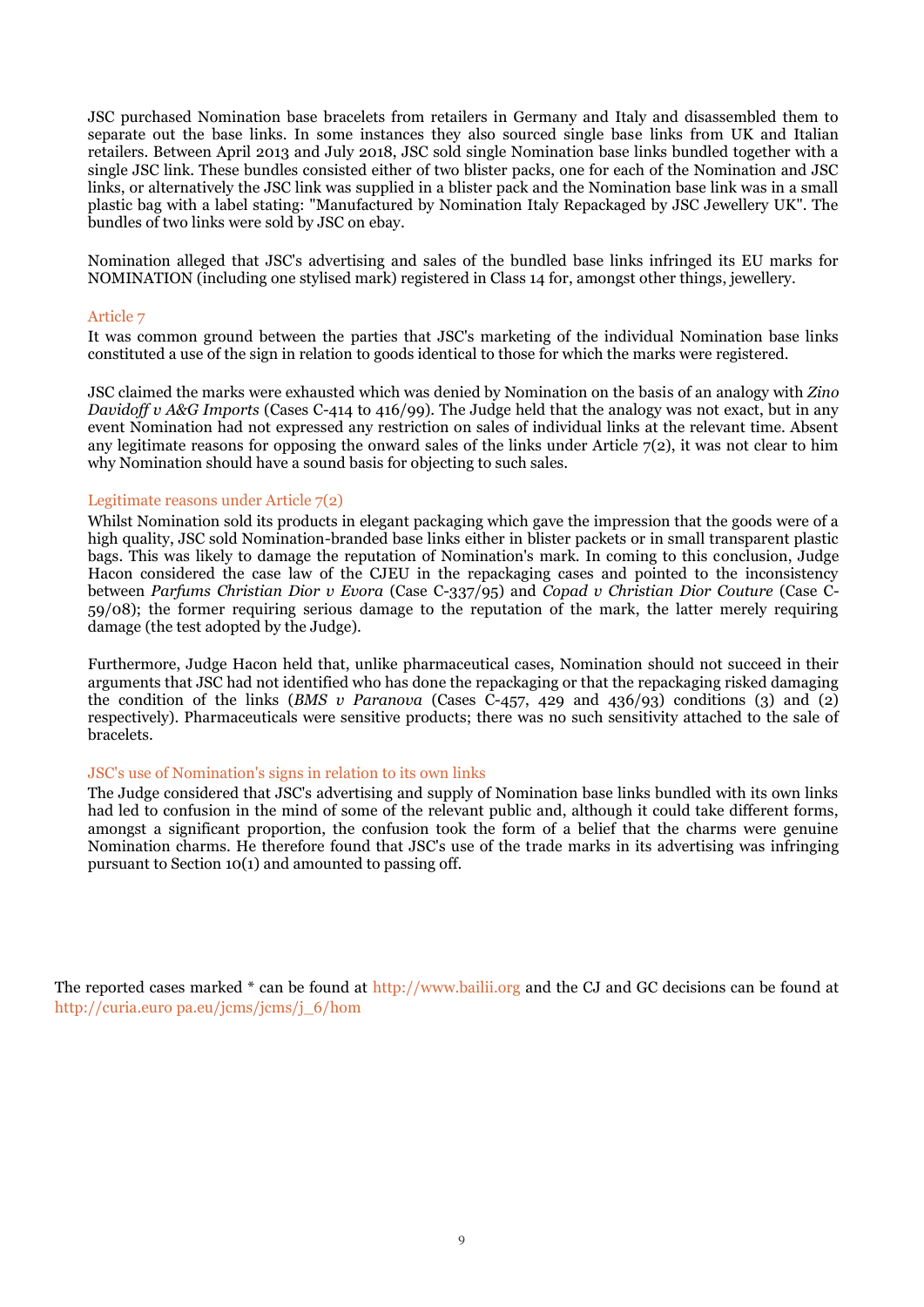JSC purchased Nomination base bracelets from retailers in Germany and Italy and disassembled them to separate out the base links. In some instances they also sourced single base links from UK and Italian retailers. Between April 2013 and July 2018, JSC sold single Nomination base links bundled together with a single JSC link. These bundles consisted either of two blister packs, one for each of the Nomination and JSC links, or alternatively the JSC link was supplied in a blister pack and the Nomination base link was in a small plastic bag with a label stating: "Manufactured by Nomination Italy Repackaged by JSC Jewellery UK". The bundles of two links were sold by JSC on ebay.

Nomination alleged that JSC's advertising and sales of the bundled base links infringed its EU marks for NOMINATION (including one stylised mark) registered in Class 14 for, amongst other things, jewellery.

### Article 7

It was common ground between the parties that JSC's marketing of the individual Nomination base links constituted a use of the sign in relation to goods identical to those for which the marks were registered.

JSC claimed the marks were exhausted which was denied by Nomination on the basis of an analogy with *Zino Davidoff v A&G Imports* (Cases C-414 to 416/99). The Judge held that the analogy was not exact, but in any event Nomination had not expressed any restriction on sales of individual links at the relevant time. Absent any legitimate reasons for opposing the onward sales of the links under Article 7(2), it was not clear to him why Nomination should have a sound basis for objecting to such sales.

### Legitimate reasons under Article 7(2)

Whilst Nomination sold its products in elegant packaging which gave the impression that the goods were of a high quality, JSC sold Nomination-branded base links either in blister packets or in small transparent plastic bags. This was likely to damage the reputation of Nomination's mark. In coming to this conclusion, Judge Hacon considered the case law of the CJEU in the repackaging cases and pointed to the inconsistency between *Parfums Christian Dior v Evora* (Case C-337/95) and *Copad v Christian Dior Couture* (Case C-59/08); the former requiring serious damage to the reputation of the mark, the latter merely requiring damage (the test adopted by the Judge).

Furthermore, Judge Hacon held that, unlike pharmaceutical cases, Nomination should not succeed in their arguments that JSC had not identified who has done the repackaging or that the repackaging risked damaging the condition of the links (*BMS v Paranova* (Cases C-457, 429 and 436/93) conditions (3) and (2) respectively). Pharmaceuticals were sensitive products; there was no such sensitivity attached to the sale of bracelets.

### JSC's use of Nomination's signs in relation to its own links

The Judge considered that JSC's advertising and supply of Nomination base links bundled with its own links had led to confusion in the mind of some of the relevant public and, although it could take different forms, amongst a significant proportion, the confusion took the form of a belief that the charms were genuine Nomination charms. He therefore found that JSC's use of the trade marks in its advertising was infringing pursuant to Section 10(1) and amounted to passing off.

The reported cases marked * can be found at http://www.bailii.org and the CJ and GC decisions can be found at http://curia.euro pa.eu/jcms/jcms/j_6/hom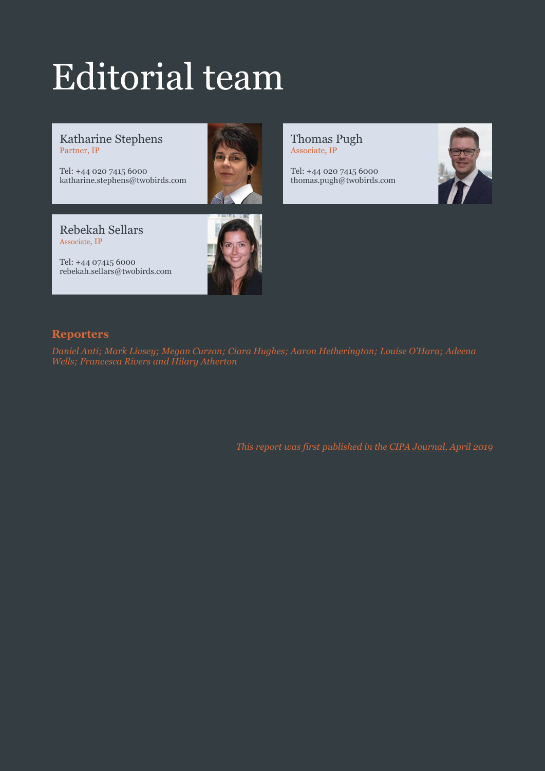# Editorial team

**Katharine Stephens**
Partner, IP

Tel: +44 020 7415 6000
katharine.stephens@twobirds.com

**Thomas Pugh**
Associate, IP

Tel: +44 020 7415 6000
thomas.pugh@twobirds.com

**Rebekah Sellars**
Associate, IP

Tel: +44 07415 6000
rebekah.sellars@twobirds.com

## Reporters

*Daniel Anti; Mark Livsey; Megan Curzon; Ciara Hughes; Aaron Hetherington; Louise O'Hara; Adeena Wells; Francesca Rivers and Hilary Atherton*

*This report was first published in the CIPA Journal, April 2019*